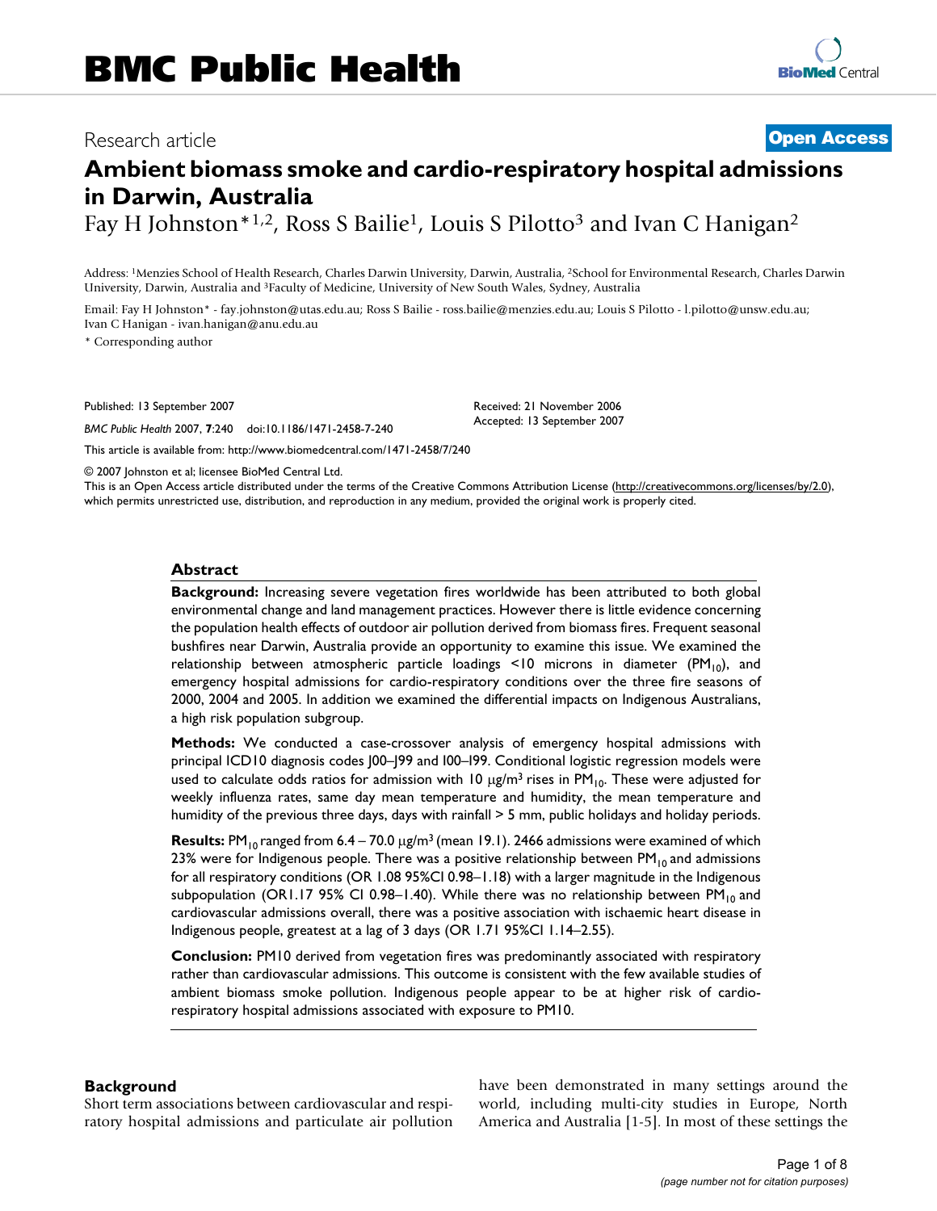# BMC Public Health

Research article

**Open Access**

# Ambient biomass smoke and cardio-respiratory hospital admissions in Darwin, Australia

Fay H Johnston*[1,2], Ross S Bailie[1], Louis S Pilotto[3] and Ivan C Hanigan[2]

Address: [1]Menzies School of Health Research, Charles Darwin University, Darwin, Australia, [2]School for Environmental Research, Charles Darwin University, Darwin, Australia and [3]Faculty of Medicine, University of New South Wales, Sydney, Australia

Email: Fay H Johnston* - fay.johnston@utas.edu.au; Ross S Bailie - ross.bailie@menzies.edu.au; Louis S Pilotto - l.pilotto@unsw.edu.au; Ivan C Hanigan - ivan.hanigan@anu.edu.au

\* Corresponding author

Published: 13 September 2007

*BMC Public Health* 2007, **7**:240 doi:10.1186/1471-2458-7-240

Received: 21 November 2006
Accepted: 13 September 2007

This article is available from: http://www.biomedcentral.com/1471-2458/7/240

© 2007 Johnston et al; licensee BioMed Central Ltd.

This is an Open Access article distributed under the terms of the Creative Commons Attribution License (http://creativecommons.org/licenses/by/2.0), which permits unrestricted use, distribution, and reproduction in any medium, provided the original work is properly cited.

## Abstract

**Background:** Increasing severe vegetation fires worldwide has been attributed to both global environmental change and land management practices. However there is little evidence concerning the population health effects of outdoor air pollution derived from biomass fires. Frequent seasonal bushfires near Darwin, Australia provide an opportunity to examine this issue. We examined the relationship between atmospheric particle loadings <10 microns in diameter ($PM_{10}$), and emergency hospital admissions for cardio-respiratory conditions over the three fire seasons of 2000, 2004 and 2005. In addition we examined the differential impacts on Indigenous Australians, a high risk population subgroup.

**Methods:** We conducted a case-crossover analysis of emergency hospital admissions with principal ICD10 diagnosis codes J00–J99 and I00–I99. Conditional logistic regression models were used to calculate odds ratios for admission with 10 μg/m$^3$ rises in $PM_{10}$. These were adjusted for weekly influenza rates, same day mean temperature and humidity, the mean temperature and humidity of the previous three days, days with rainfall > 5 mm, public holidays and holiday periods.

**Results:** $PM_{10}$ ranged from 6.4 – 70.0 μg/m$^3$ (mean 19.1). 2466 admissions were examined of which 23% were for Indigenous people. There was a positive relationship between $PM_{10}$ and admissions for all respiratory conditions (OR 1.08 95%CI 0.98–1.18) with a larger magnitude in the Indigenous subpopulation (OR1.17 95% CI 0.98–1.40). While there was no relationship between $PM_{10}$ and cardiovascular admissions overall, there was a positive association with ischaemic heart disease in Indigenous people, greatest at a lag of 3 days (OR 1.71 95%CI 1.14–2.55).

**Conclusion:** PM10 derived from vegetation fires was predominantly associated with respiratory rather than cardiovascular admissions. This outcome is consistent with the few available studies of ambient biomass smoke pollution. Indigenous people appear to be at higher risk of cardio-respiratory hospital admissions associated with exposure to PM10.

## Background

Short term associations between cardiovascular and respiratory hospital admissions and particulate air pollution have been demonstrated in many settings around the world, including multi-city studies in Europe, North America and Australia [1-5]. In most of these settings the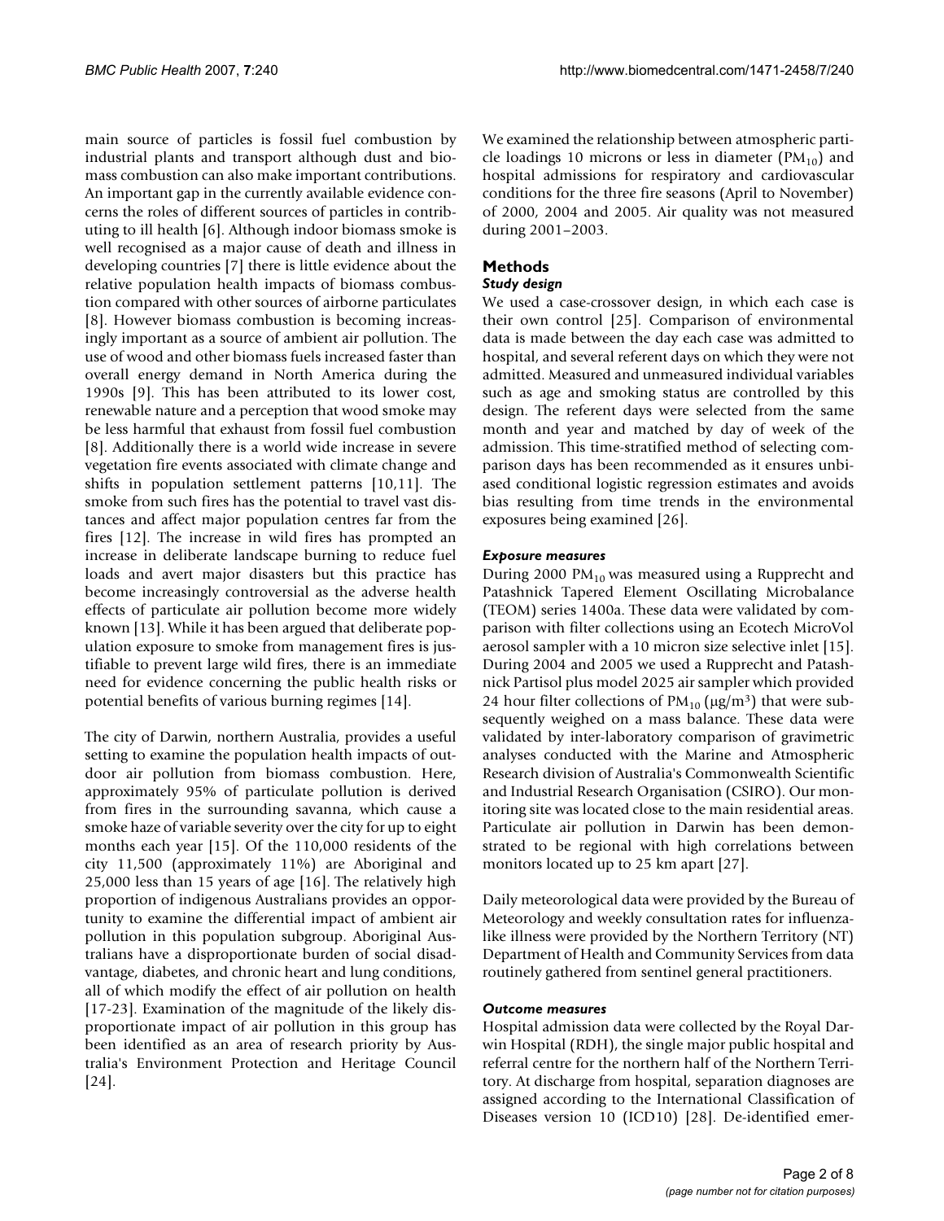main source of particles is fossil fuel combustion by industrial plants and transport although dust and biomass combustion can also make important contributions. An important gap in the currently available evidence concerns the roles of different sources of particles in contributing to ill health [6]. Although indoor biomass smoke is well recognised as a major cause of death and illness in developing countries [7] there is little evidence about the relative population health impacts of biomass combustion compared with other sources of airborne particulates [8]. However biomass combustion is becoming increasingly important as a source of ambient air pollution. The use of wood and other biomass fuels increased faster than overall energy demand in North America during the 1990s [9]. This has been attributed to its lower cost, renewable nature and a perception that wood smoke may be less harmful that exhaust from fossil fuel combustion [8]. Additionally there is a world wide increase in severe vegetation fire events associated with climate change and shifts in population settlement patterns [10,11]. The smoke from such fires has the potential to travel vast distances and affect major population centres far from the fires [12]. The increase in wild fires has prompted an increase in deliberate landscape burning to reduce fuel loads and avert major disasters but this practice has become increasingly controversial as the adverse health effects of particulate air pollution become more widely known [13]. While it has been argued that deliberate population exposure to smoke from management fires is justifiable to prevent large wild fires, there is an immediate need for evidence concerning the public health risks or potential benefits of various burning regimes [14].

The city of Darwin, northern Australia, provides a useful setting to examine the population health impacts of outdoor air pollution from biomass combustion. Here, approximately 95% of particulate pollution is derived from fires in the surrounding savanna, which cause a smoke haze of variable severity over the city for up to eight months each year [15]. Of the 110,000 residents of the city 11,500 (approximately 11%) are Aboriginal and 25,000 less than 15 years of age [16]. The relatively high proportion of indigenous Australians provides an opportunity to examine the differential impact of ambient air pollution in this population subgroup. Aboriginal Australians have a disproportionate burden of social disadvantage, diabetes, and chronic heart and lung conditions, all of which modify the effect of air pollution on health [17-23]. Examination of the magnitude of the likely disproportionate impact of air pollution in this group has been identified as an area of research priority by Australia's Environment Protection and Heritage Council [24].

We examined the relationship between atmospheric particle loadings 10 microns or less in diameter ($PM_{10}$) and hospital admissions for respiratory and cardiovascular conditions for the three fire seasons (April to November) of 2000, 2004 and 2005. Air quality was not measured during 2001–2003.

## Methods

### *Study design*

We used a case-crossover design, in which each case is their own control [25]. Comparison of environmental data is made between the day each case was admitted to hospital, and several referent days on which they were not admitted. Measured and unmeasured individual variables such as age and smoking status are controlled by this design. The referent days were selected from the same month and year and matched by day of week of the admission. This time-stratified method of selecting comparison days has been recommended as it ensures unbiased conditional logistic regression estimates and avoids bias resulting from time trends in the environmental exposures being examined [26].

### *Exposure measures*

During 2000 $PM_{10}$ was measured using a Rupprecht and Patashnick Tapered Element Oscillating Microbalance (TEOM) series 1400a. These data were validated by comparison with filter collections using an Ecotech MicroVol aerosol sampler with a 10 micron size selective inlet [15]. During 2004 and 2005 we used a Rupprecht and Patashnick Partisol plus model 2025 air sampler which provided 24 hour filter collections of $PM_{10}$ ($\mu g/m^3$) that were subsequently weighed on a mass balance. These data were validated by inter-laboratory comparison of gravimetric analyses conducted with the Marine and Atmospheric Research division of Australia's Commonwealth Scientific and Industrial Research Organisation (CSIRO). Our monitoring site was located close to the main residential areas. Particulate air pollution in Darwin has been demonstrated to be regional with high correlations between monitors located up to 25 km apart [27].

Daily meteorological data were provided by the Bureau of Meteorology and weekly consultation rates for influenza-like illness were provided by the Northern Territory (NT) Department of Health and Community Services from data routinely gathered from sentinel general practitioners.

### *Outcome measures*

Hospital admission data were collected by the Royal Darwin Hospital (RDH), the single major public hospital and referral centre for the northern half of the Northern Territory. At discharge from hospital, separation diagnoses are assigned according to the International Classification of Diseases version 10 (ICD10) [28]. De-identified emer-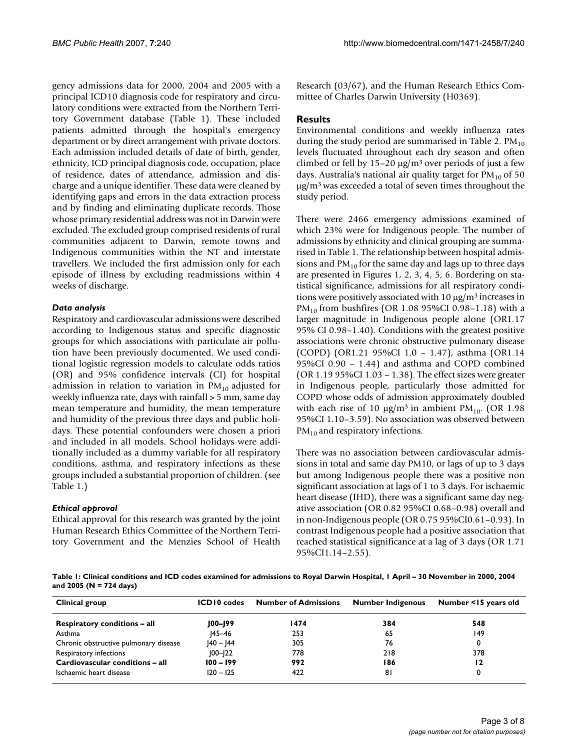gency admissions data for 2000, 2004 and 2005 with a principal ICD10 diagnosis code for respiratory and circulatory conditions were extracted from the Northern Territory Government database (Table 1). These included patients admitted through the hospital's emergency department or by direct arrangement with private doctors. Each admission included details of date of birth, gender, ethnicity, ICD principal diagnosis code, occupation, place of residence, dates of attendance, admission and discharge and a unique identifier. These data were cleaned by identifying gaps and errors in the data extraction process and by finding and eliminating duplicate records. Those whose primary residential address was not in Darwin were excluded. The excluded group comprised residents of rural communities adjacent to Darwin, remote towns and Indigenous communities within the NT and interstate travellers. We included the first admission only for each episode of illness by excluding readmissions within 4 weeks of discharge.

### *Data analysis*

Respiratory and cardiovascular admissions were described according to Indigenous status and specific diagnostic groups for which associations with particulate air pollution have been previously documented. We used conditional logistic regression models to calculate odds ratios (OR) and 95% confidence intervals (CI) for hospital admission in relation to variation in $PM_{10}$ adjusted for weekly influenza rate, days with rainfall > 5 mm, same day mean temperature and humidity, the mean temperature and humidity of the previous three days and public holidays. These potential confounders were chosen a priori and included in all models. School holidays were additionally included as a dummy variable for all respiratory conditions, asthma, and respiratory infections as these groups included a substantial proportion of children. (see Table 1.)

### *Ethical approval*

Ethical approval for this research was granted by the joint Human Research Ethics Committee of the Northern Territory Government and the Menzies School of Health Research (03/67), and the Human Research Ethics Committee of Charles Darwin University (H0369).

## Results

Environmental conditions and weekly influenza rates during the study period are summarised in Table 2. $PM_{10}$ levels fluctuated throughout each dry season and often climbed or fell by 15–20 μg/m$^3$ over periods of just a few days. Australia's national air quality target for $PM_{10}$ of 50 μg/m$^3$ was exceeded a total of seven times throughout the study period.

There were 2466 emergency admissions examined of which 23% were for Indigenous people. The number of admissions by ethnicity and clinical grouping are summarised in Table 1. The relationship between hospital admissions and $PM_{10}$ for the same day and lags up to three days are presented in Figures 1, 2, 3, 4, 5, 6. Bordering on statistical significance, admissions for all respiratory conditions were positively associated with 10 μg/m$^3$ increases in $PM_{10}$ from bushfires (OR 1.08 95%CI 0.98–1.18) with a larger magnitude in Indigenous people alone (OR1.17 95% CI 0.98–1.40). Conditions with the greatest positive associations were chronic obstructive pulmonary disease (COPD) (OR1.21 95%CI 1.0 – 1.47), asthma (OR1.14 95%CI 0.90 – 1.44) and asthma and COPD combined (OR 1.19 95%CI 1.03 – 1.38). The effect sizes were greater in Indigenous people, particularly those admitted for COPD whose odds of admission approximately doubled with each rise of 10 μg/m$^3$ in ambient $PM_{10}$. (OR 1.98 95%CI 1.10–3.59). No association was observed between $PM_{10}$ and respiratory infections.

There was no association between cardiovascular admissions in total and same day PM10, or lags of up to 3 days but among Indigenous people there was a positive non significant association at lags of 1 to 3 days. For ischaemic heart disease (IHD), there was a significant same day negative association (OR 0.82 95%CI 0.68–0.98) overall and in non-Indigenous people (OR 0.75 95%CI0.61–0.93). In contrast Indigenous people had a positive association that reached statistical significance at a lag of 3 days (OR 1.71 95%CI1.14–2.55).

**Table 1: Clinical conditions and ICD codes examined for admissions to Royal Darwin Hospital, 1 April – 30 November in 2000, 2004 and 2005 (N = 724 days)**

| Clinical group | ICD10 codes | Number of Admissions | Number Indigenous | Number <15 years old |
|---|---|---|---|---|
| **Respiratory conditions – all** | **J00–J99** | **1474** | **384** | **548** |
| Asthma | J45–46 | 253 | 65 | 149 |
| Chronic obstructive pulmonary disease | J40 – J44 | 305 | 76 | 0 |
| Respiratory infections | J00–J22 | 778 | 218 | 378 |
| **Cardiovascular conditions – all** | **I00 – I99** | **992** | **186** | **12** |
| Ischaemic heart disease | I20 – I25 | 422 | 81 | 0 |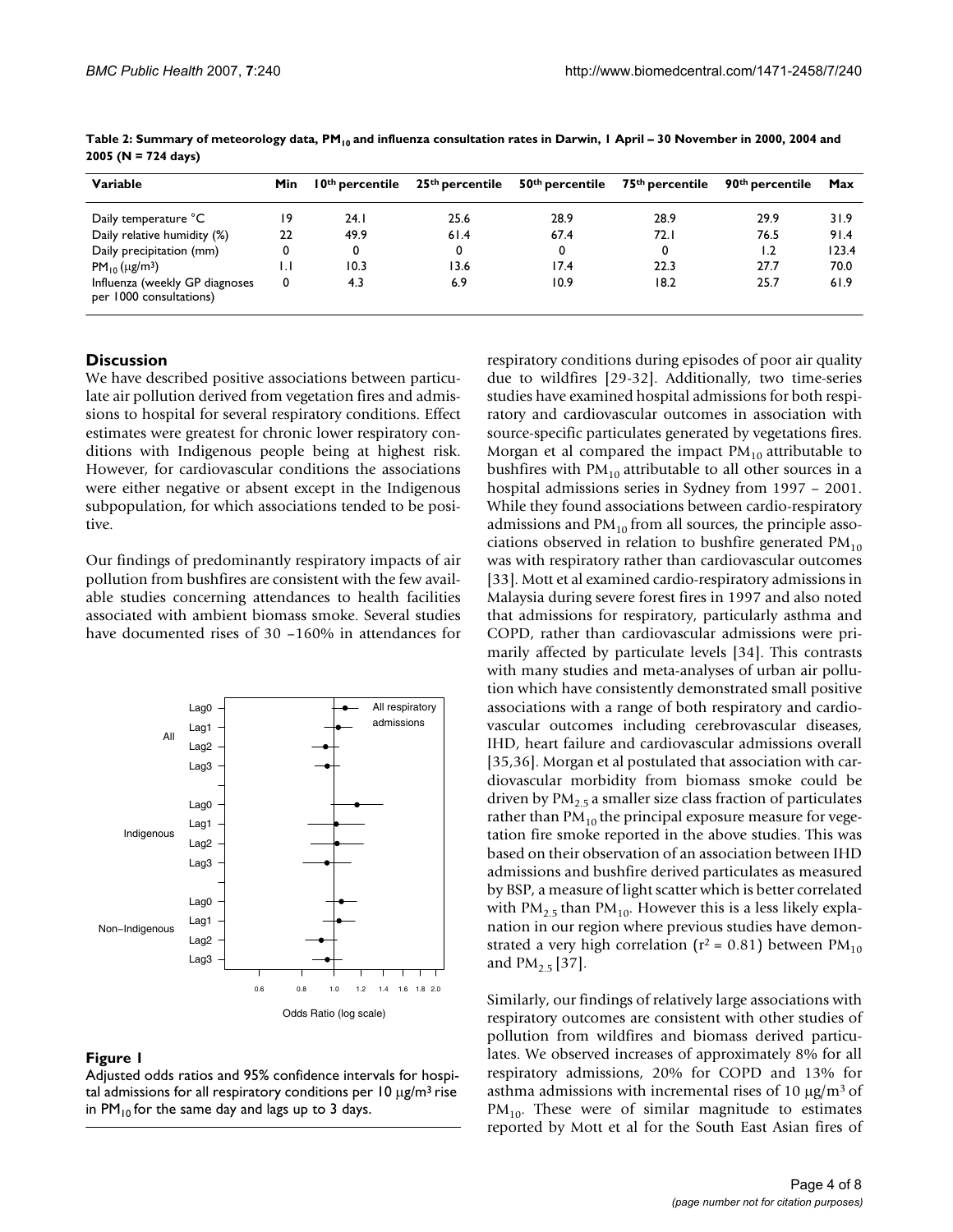**Table 2: Summary of meteorology data, $PM_{10}$ and influenza consultation rates in Darwin, 1 April – 30 November in 2000, 2004 and 2005 (N = 724 days)**

| Variable | Min | 10th percentile | 25th percentile | 50th percentile | 75th percentile | 90th percentile | Max |
|---|---|---|---|---|---|---|---|
| Daily temperature °C | 19 | 24.1 | 25.6 | 28.9 | 28.9 | 29.9 | 31.9 |
| Daily relative humidity (%) | 22 | 49.9 | 61.4 | 67.4 | 72.1 | 76.5 | 91.4 |
| Daily precipitation (mm) | 0 | 0 | 0 | 0 | 0 | 1.2 | 123.4 |
| $PM_{10}$ (μg/m³) | 1.1 | 10.3 | 13.6 | 17.4 | 22.3 | 27.7 | 70.0 |
| Influenza (weekly GP diagnoses per 1000 consultations) | 0 | 4.3 | 6.9 | 10.9 | 18.2 | 25.7 | 61.9 |

## Discussion

We have described positive associations between particulate air pollution derived from vegetation fires and admissions to hospital for several respiratory conditions. Effect estimates were greatest for chronic lower respiratory conditions with Indigenous people being at highest risk. However, for cardiovascular conditions the associations were either negative or absent except in the Indigenous subpopulation, for which associations tended to be positive.

Our findings of predominantly respiratory impacts of air pollution from bushfires are consistent with the few available studies concerning attendances to health facilities associated with ambient biomass smoke. Several studies have documented rises of 30 –160% in attendances for respiratory conditions during episodes of poor air quality due to wildfires [29-32]. Additionally, two time-series studies have examined hospital admissions for both respiratory and cardiovascular outcomes in association with source-specific particulates generated by vegetations fires. Morgan et al compared the impact $PM_{10}$ attributable to bushfires with $PM_{10}$ attributable to all other sources in a hospital admissions series in Sydney from 1997 – 2001. While they found associations between cardio-respiratory admissions and $PM_{10}$ from all sources, the principle associations observed in relation to bushfire generated $PM_{10}$ was with respiratory rather than cardiovascular outcomes [33]. Mott et al examined cardio-respiratory admissions in Malaysia during severe forest fires in 1997 and also noted that admissions for respiratory, particularly asthma and COPD, rather than cardiovascular admissions were primarily affected by particulate levels [34]. This contrasts with many studies and meta-analyses of urban air pollution which have consistently demonstrated small positive associations with a range of both respiratory and cardiovascular outcomes including cerebrovascular diseases, IHD, heart failure and cardiovascular admissions overall [35,36]. Morgan et al postulated that association with cardiovascular morbidity from biomass smoke could be driven by $PM_{2.5}$ a smaller size class fraction of particulates rather than $PM_{10}$ the principal exposure measure for vegetation fire smoke reported in the above studies. This was based on their observation of an association between IHD admissions and bushfire derived particulates as measured by BSP, a measure of light scatter which is better correlated with $PM_{2.5}$ than $PM_{10}$. However this is a less likely explanation in our region where previous studies have demonstrated a very high correlation ($r^2 = 0.81$) between $PM_{10}$ and $PM_{2.5}$ [37].

All respiratory admissions

All
Lag0
Lag1
Lag2
Lag3

Indigenous
Lag0
Lag1
Lag2
Lag3

Non–Indigenous
Lag0
Lag1
Lag2
Lag3

0.6 0.8 1.0 1.2 1.4 1.6 1.8 2.0

Odds Ratio (log scale)

**Figure 1**

Adjusted odds ratios and 95% confidence intervals for hospital admissions for all respiratory conditions per 10 μg/m³ rise in $PM_{10}$ for the same day and lags up to 3 days.

Similarly, our findings of relatively large associations with respiratory outcomes are consistent with other studies of pollution from wildfires and biomass derived particulates. We observed increases of approximately 8% for all respiratory admissions, 20% for COPD and 13% for asthma admissions with incremental rises of 10 μg/m³ of $PM_{10}$. These were of similar magnitude to estimates reported by Mott et al for the South East Asian fires of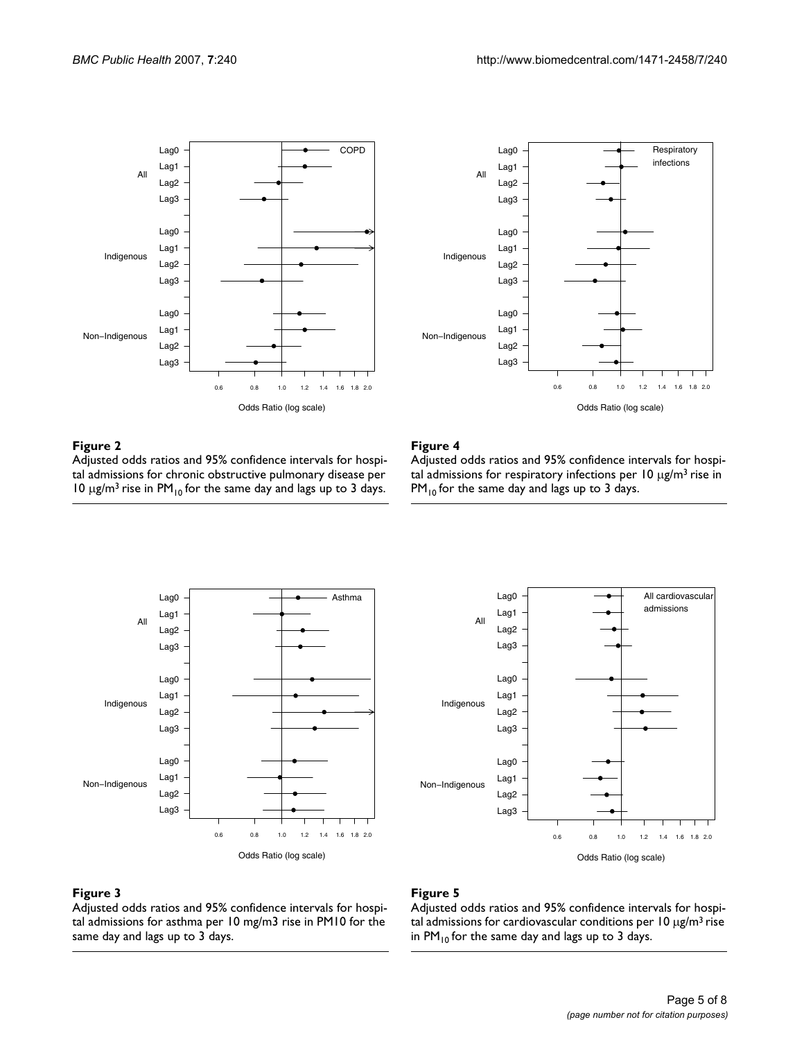COPD

All
Lag0
Lag1
Lag2
Lag3

Indigenous
Lag0
Lag1
Lag2
Lag3

Non−Indigenous
Lag0
Lag1
Lag2
Lag3

0.6 0.8 1.0 1.2 1.4 1.6 1.8 2.0

Odds Ratio (log scale)

**Figure 2**

Adjusted odds ratios and 95% confidence intervals for hospital admissions for chronic obstructive pulmonary disease per 10 μg/m³ rise in $PM_{10}$ for the same day and lags up to 3 days.

Respiratory infections

All
Lag0
Lag1
Lag2
Lag3

Indigenous
Lag0
Lag1
Lag2
Lag3

Non−Indigenous
Lag0
Lag1
Lag2
Lag3

0.6 0.8 1.0 1.2 1.4 1.6 1.8 2.0

Odds Ratio (log scale)

**Figure 4**

Adjusted odds ratios and 95% confidence intervals for hospital admissions for respiratory infections per 10 μg/m³ rise in $PM_{10}$ for the same day and lags up to 3 days.

Asthma

All
Lag0
Lag1
Lag2
Lag3

Indigenous
Lag0
Lag1
Lag2
Lag3

Non−Indigenous
Lag0
Lag1
Lag2
Lag3

0.6 0.8 1.0 1.2 1.4 1.6 1.8 2.0

Odds Ratio (log scale)

**Figure 3**

Adjusted odds ratios and 95% confidence intervals for hospital admissions for asthma per 10 mg/m3 rise in PM10 for the same day and lags up to 3 days.

All cardiovascular admissions

All
Lag0
Lag1
Lag2
Lag3

Indigenous
Lag0
Lag1
Lag2
Lag3

Non−Indigenous
Lag0
Lag1
Lag2
Lag3

0.6 0.8 1.0 1.2 1.4 1.6 1.8 2.0

Odds Ratio (log scale)

**Figure 5**

Adjusted odds ratios and 95% confidence intervals for hospital admissions for cardiovascular conditions per 10 μg/m³ rise in $PM_{10}$ for the same day and lags up to 3 days.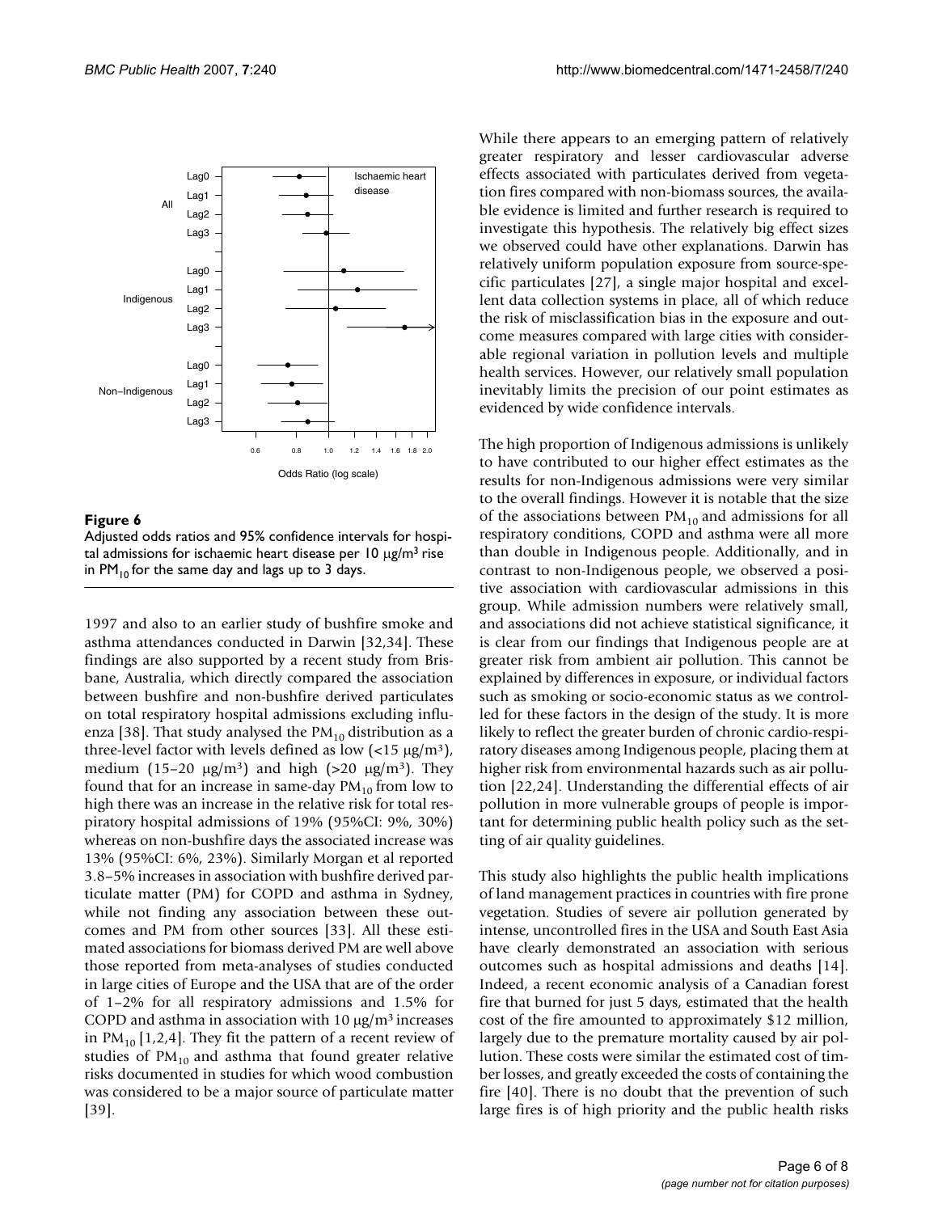Lag0
Lag1
Lag2
Lag3
All
Lag0
Lag1
Lag2
Lag3
Indigenous
Lag0
Lag1
Lag2
Lag3
Non–Indigenous
Ischaemic heart disease
0.6 0.8 1.0 1.2 1.4 1.6 1.8 2.0
Odds Ratio (log scale)

**Figure 6**
Adjusted odds ratios and 95% confidence intervals for hospital admissions for ischaemic heart disease per 10 μg/m³ rise in $PM_{10}$ for the same day and lags up to 3 days.

1997 and also to an earlier study of bushfire smoke and asthma attendances conducted in Darwin [32,34]. These findings are also supported by a recent study from Brisbane, Australia, which directly compared the association between bushfire and non-bushfire derived particulates on total respiratory hospital admissions excluding influenza [38]. That study analysed the $PM_{10}$ distribution as a three-level factor with levels defined as low (<15 μg/m³), medium (15–20 μg/m³) and high (>20 μg/m³). They found that for an increase in same-day $PM_{10}$ from low to high there was an increase in the relative risk for total respiratory hospital admissions of 19% (95%CI: 9%, 30%) whereas on non-bushfire days the associated increase was 13% (95%CI: 6%, 23%). Similarly Morgan et al reported 3.8–5% increases in association with bushfire derived particulate matter (PM) for COPD and asthma in Sydney, while not finding any association between these outcomes and PM from other sources [33]. All these estimated associations for biomass derived PM are well above those reported from meta-analyses of studies conducted in large cities of Europe and the USA that are of the order of 1–2% for all respiratory admissions and 1.5% for COPD and asthma in association with 10 μg/m³ increases in $PM_{10}$ [1,2,4]. They fit the pattern of a recent review of studies of $PM_{10}$ and asthma that found greater relative risks documented in studies for which wood combustion was considered to be a major source of particulate matter [39].

While there appears to an emerging pattern of relatively greater respiratory and lesser cardiovascular adverse effects associated with particulates derived from vegetation fires compared with non-biomass sources, the available evidence is limited and further research is required to investigate this hypothesis. The relatively big effect sizes we observed could have other explanations. Darwin has relatively uniform population exposure from source-specific particulates [27], a single major hospital and excellent data collection systems in place, all of which reduce the risk of misclassification bias in the exposure and outcome measures compared with large cities with considerable regional variation in pollution levels and multiple health services. However, our relatively small population inevitably limits the precision of our point estimates as evidenced by wide confidence intervals.

The high proportion of Indigenous admissions is unlikely to have contributed to our higher effect estimates as the results for non-Indigenous admissions were very similar to the overall findings. However it is notable that the size of the associations between $PM_{10}$ and admissions for all respiratory conditions, COPD and asthma were all more than double in Indigenous people. Additionally, and in contrast to non-Indigenous people, we observed a positive association with cardiovascular admissions in this group. While admission numbers were relatively small, and associations did not achieve statistical significance, it is clear from our findings that Indigenous people are at greater risk from ambient air pollution. This cannot be explained by differences in exposure, or individual factors such as smoking or socio-economic status as we controlled for these factors in the design of the study. It is more likely to reflect the greater burden of chronic cardio-respiratory diseases among Indigenous people, placing them at higher risk from environmental hazards such as air pollution [22,24]. Understanding the differential effects of air pollution in more vulnerable groups of people is important for determining public health policy such as the setting of air quality guidelines.

This study also highlights the public health implications of land management practices in countries with fire prone vegetation. Studies of severe air pollution generated by intense, uncontrolled fires in the USA and South East Asia have clearly demonstrated an association with serious outcomes such as hospital admissions and deaths [14]. Indeed, a recent economic analysis of a Canadian forest fire that burned for just 5 days, estimated that the health cost of the fire amounted to approximately $12 million, largely due to the premature mortality caused by air pollution. These costs were similar the estimated cost of timber losses, and greatly exceeded the costs of containing the fire [40]. There is no doubt that the prevention of such large fires is of high priority and the public health risks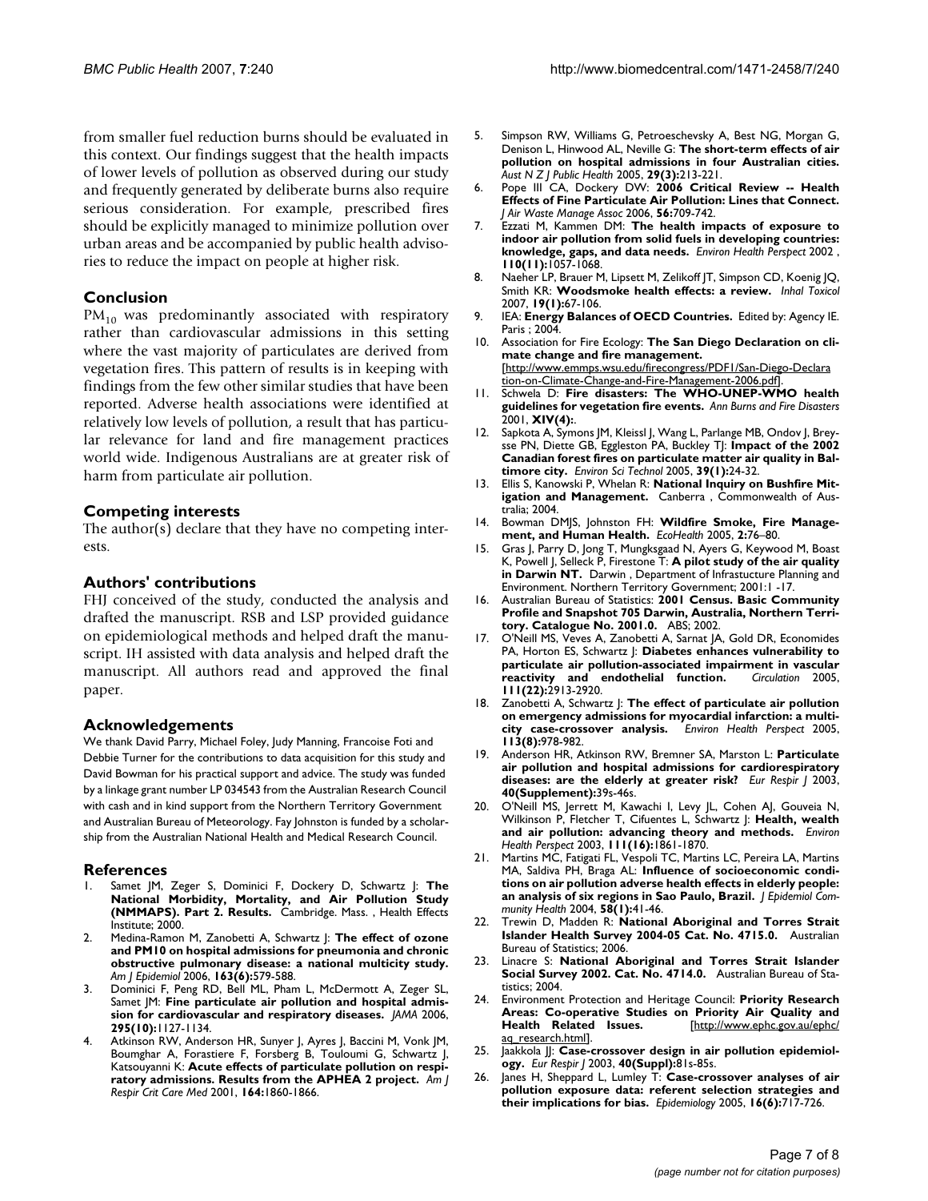from smaller fuel reduction burns should be evaluated in this context. Our findings suggest that the health impacts of lower levels of pollution as observed during our study and frequently generated by deliberate burns also require serious consideration. For example, prescribed fires should be explicitly managed to minimize pollution over urban areas and be accompanied by public health advisories to reduce the impact on people at higher risk.

## Conclusion

$PM_{10}$ was predominantly associated with respiratory rather than cardiovascular admissions in this setting where the vast majority of particulates are derived from vegetation fires. This pattern of results is in keeping with findings from the few other similar studies that have been reported. Adverse health associations were identified at relatively low levels of pollution, a result that has particular relevance for land and fire management practices world wide. Indigenous Australians are at greater risk of harm from particulate air pollution.

## Competing interests

The author(s) declare that they have no competing interests.

## Authors' contributions

FHJ conceived of the study, conducted the analysis and drafted the manuscript. RSB and LSP provided guidance on epidemiological methods and helped draft the manuscript. IH assisted with data analysis and helped draft the manuscript. All authors read and approved the final paper.

## Acknowledgements

We thank David Parry, Michael Foley, Judy Manning, Francoise Foti and Debbie Turner for the contributions to data acquisition for this study and David Bowman for his practical support and advice. The study was funded by a linkage grant number LP 034543 from the Australian Research Council with cash and in kind support from the Northern Territory Government and Australian Bureau of Meteorology. Fay Johnston is funded by a scholarship from the Australian National Health and Medical Research Council.

## References

1. Samet JM, Zeger S, Dominici F, Dockery D, Schwartz J: **The National Morbidity, Mortality, and Air Pollution Study (NMMAPS). Part 2. Results.** Cambridge. Mass. , Health Effects Institute; 2000.
2. Medina-Ramon M, Zanobetti A, Schwartz J: **The effect of ozone and PM10 on hospital admissions for pneumonia and chronic obstructive pulmonary disease: a national multicity study.** *Am J Epidemiol* 2006, **163(6):**579-588.
3. Dominici F, Peng RD, Bell ML, Pham L, McDermott A, Zeger SL, Samet JM: **Fine particulate air pollution and hospital admission for cardiovascular and respiratory diseases.** *JAMA* 2006, **295(10):**1127-1134.
4. Atkinson RW, Anderson HR, Sunyer J, Ayres J, Baccini M, Vonk JM, Boumghar A, Forastiere F, Forsberg B, Touloumi G, Schwartz J, Katsouyanni K: **Acute effects of particulate pollution on respiratory admissions. Results from the APHEA 2 project.** *Am J Respir Crit Care Med* 2001, **164:**1860-1866.
5. Simpson RW, Williams G, Petroeschevsky A, Best NG, Morgan G, Denison L, Hinwood AL, Neville G: **The short-term effects of air pollution on hospital admissions in four Australian cities.** *Aust N Z J Public Health* 2005, **29(3):**213-221.
6. Pope III CA, Dockery DW: **2006 Critical Review -- Health Effects of Fine Particulate Air Pollution: Lines that Connect.** *J Air Waste Manage Assoc* 2006, **56:**709-742.
7. Ezzati M, Kammen DM: **The health impacts of exposure to indoor air pollution from solid fuels in developing countries: knowledge, gaps, and data needs.** *Environ Health Perspect* 2002 , **110(11):**1057-1068.
8. Naeher LP, Brauer M, Lipsett M, Zelikoff JT, Simpson CD, Koenig JQ, Smith KR: **Woodsmoke health effects: a review.** *Inhal Toxicol* 2007, **19(1):**67-106.
9. IEA: **Energy Balances of OECD Countries.** Edited by: Agency IE. Paris ; 2004.
10. Association for Fire Ecology: **The San Diego Declaration on climate change and fire management.** [http://www.emmps.wsu.edu/firecongress/PDF1/San-Diego-Declaration-on-Climate-Change-and-Fire-Management-2006.pdf].
11. Schwela D: **Fire disasters: The WHO-UNEP-WMO health guidelines for vegetation fire events.** *Ann Burns and Fire Disasters* 2001, **XIV(4):**.
12. Sapkota A, Symons JM, Kleissl J, Wang L, Parlange MB, Ondov J, Breysse PN, Diette GB, Eggleston PA, Buckley TJ: **Impact of the 2002 Canadian forest fires on particulate matter air quality in Baltimore city.** *Environ Sci Technol* 2005, **39(1):**24-32.
13. Ellis S, Kanowski P, Whelan R: **National Inquiry on Bushfire Mitigation and Management.** Canberra , Commonwealth of Australia; 2004.
14. Bowman DMJS, Johnston FH: **Wildfire Smoke, Fire Management, and Human Health.** *EcoHealth* 2005, **2:**76–80.
15. Gras J, Parry D, Jong T, Mungksgaad N, Ayers G, Keywood M, Boast K, Powell J, Selleck P, Firestone T: **A pilot study of the air quality in Darwin NT.** Darwin , Department of Infrastucture Planning and Environment. Northern Territory Government; 2001:1 -17.
16. Australian Bureau of Statistics: **2001 Census. Basic Community Profile and Snapshot 705 Darwin, Australia, Northern Territory. Catalogue No. 2001.0.** ABS; 2002.
17. O'Neill MS, Veves A, Zanobetti A, Sarnat JA, Gold DR, Economides PA, Horton ES, Schwartz J: **Diabetes enhances vulnerability to particulate air pollution-associated impairment in vascular reactivity and endothelial function.** *Circulation* 2005, **111(22):**2913-2920.
18. Zanobetti A, Schwartz J: **The effect of particulate air pollution on emergency admissions for myocardial infarction: a multicity case-crossover analysis.** *Environ Health Perspect* 2005, **113(8):**978-982.
19. Anderson HR, Atkinson RW, Bremner SA, Marston L: **Particulate air pollution and hospital admissions for cardiorespiratory diseases: are the elderly at greater risk?** *Eur Respir J* 2003, **40(Supplement):**39s-46s.
20. O'Neill MS, Jerrett M, Kawachi I, Levy JL, Cohen AJ, Gouveia N, Wilkinson P, Fletcher T, Cifuentes L, Schwartz J: **Health, wealth and air pollution: advancing theory and methods.** *Environ Health Perspect* 2003, **111(16):**1861-1870.
21. Martins MC, Fatigati FL, Vespoli TC, Martins LC, Pereira LA, Martins MA, Saldiva PH, Braga AL: **Influence of socioeconomic conditions on air pollution adverse health effects in elderly people: an analysis of six regions in Sao Paulo, Brazil.** *J Epidemiol Community Health* 2004, **58(1):**41-46.
22. Trewin D, Madden R: **National Aboriginal and Torres Strait Islander Health Survey 2004-05 Cat. No. 4715.0.** Australian Bureau of Statistics; 2006.
23. Linacre S: **National Aboriginal and Torres Strait Islander Social Survey 2002. Cat. No. 4714.0.** Australian Bureau of Statistics; 2004.
24. Environment Protection and Heritage Council: **Priority Research Areas: Co-operative Studies on Priority Air Quality and Health Related Issues.** [http://www.ephc.gov.au/ephc/aq_research.html].
25. Jaakkola JJ: **Case-crossover design in air pollution epidemiology.** *Eur Respir J* 2003, **40(Suppl):**81s-85s.
26. Janes H, Sheppard L, Lumley T: **Case-crossover analyses of air pollution exposure data: referent selection strategies and their implications for bias.** *Epidemiology* 2005, **16(6):**717-726.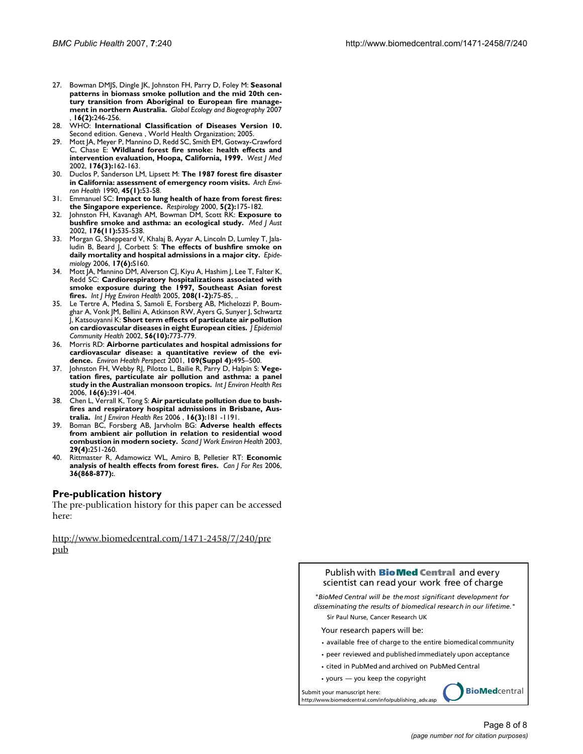27. Bowman DMJS, Dingle JK, Johnston FH, Parry D, Foley M: **Seasonal patterns in biomass smoke pollution and the mid 20th century transition from Aboriginal to European fire management in northern Australia.** *Global Ecology and Biogeography* 2007 , **16(2):**246-256.
28. WHO: **International Classification of Diseases Version 10.** Second edition. Geneva , World Health Organization; 2005.
29. Mott JA, Meyer P, Mannino D, Redd SC, Smith EM, Gotway-Crawford C, Chase E: **Wildland forest fire smoke: health effects and intervention evaluation, Hoopa, California, 1999.** *West J Med* 2002, **176(3):**162-163.
30. Duclos P, Sanderson LM, Lipsett M: **The 1987 forest fire disaster in California: assessment of emergency room visits.** *Arch Environ Health* 1990, **45(1):**53-58.
31. Emmanuel SC: **Impact to lung health of haze from forest fires: the Singapore experience.** *Respirology* 2000, **5(2):**175-182.
32. Johnston FH, Kavanagh AM, Bowman DM, Scott RK: **Exposure to bushfire smoke and asthma: an ecological study.** *Med J Aust* 2002, **176(11):**535-538.
33. Morgan G, Sheppeard V, Khalaj B, Ayyar A, Lincoln D, Lumley T, Jalaludin B, Beard J, Corbett S: **The effects of bushfire smoke on daily mortality and hospital admissions in a major city.** *Epidemiology* 2006, **17(6):**S160.
34. Mott JA, Mannino DM, Alverson CJ, Kiyu A, Hashim J, Lee T, Falter K, Redd SC: **Cardiorespiratory hospitalizations associated with smoke exposure during the 1997, Southeast Asian forest fires.** *Int J Hyg Environ Health* 2005, **208(1-2):**75-85, ..
35. Le Tertre A, Medina S, Samoli E, Forsberg AB, Michelozzi P, Boumghar A, Vonk JM, Bellini A, Atkinson RW, Ayers G, Sunyer J, Schwartz J, Katsouyanni K: **Short term effects of particulate air pollution on cardiovascular diseases in eight European cities.** *J Epidemiol Community Health* 2002, **56(10):**773-779.
36. Morris RD: **Airborne particulates and hospital admissions for cardiovascular disease: a quantitative review of the evidence.** *Environ Health Perspect* 2001, **109(Suppl 4):**495–500.
37. Johnston FH, Webby RJ, Pilotto L, Bailie R, Parry D, Halpin S: **Vegetation fires, particulate air pollution and asthma: a panel study in the Australian monsoon tropics.** *Int J Environ Health Res* 2006, **16(6):**391-404.
38. Chen L, Verrall K, Tong S: **Air particulate pollution due to bushfires and respiratory hospital admissions in Brisbane, Australia.** *Int J Environ Health Res* 2006 , **16(3):**181 -1191.
39. Boman BC, Forsberg AB, Jarvholm BG: **Adverse health effects from ambient air pollution in relation to residential wood combustion in modern society.** *Scand J Work Environ Health* 2003, **29(4):**251-260.
40. Rittmaster R, Adamowicz WL, Amiro B, Pelletier RT: **Economic analysis of health effects from forest fires.** *Can J For Res* 2006, **36(868-877):**.

## Pre-publication history

The pre-publication history for this paper can be accessed here:

http://www.biomedcentral.com/1471-2458/7/240/prepub